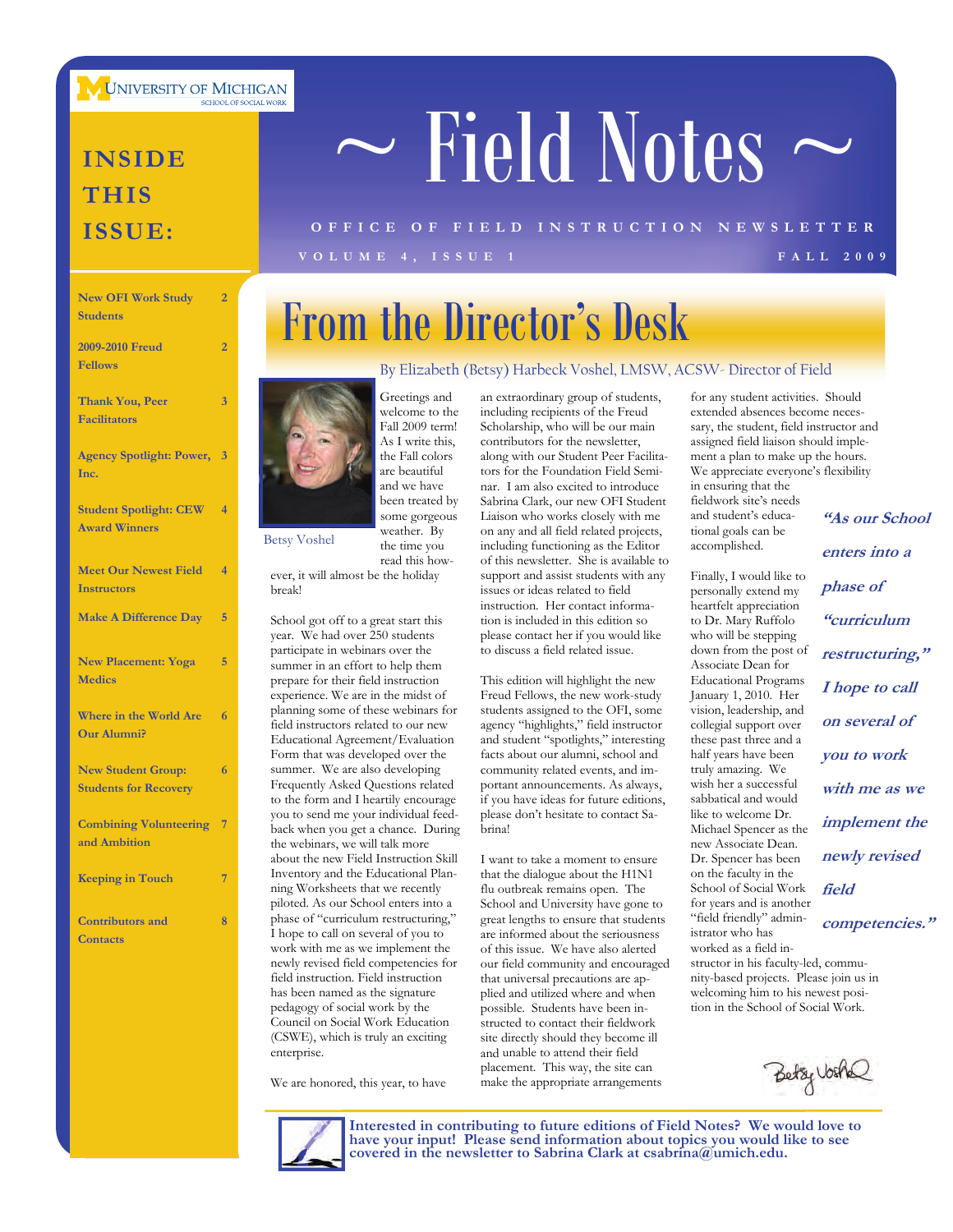University of Michigan School of Social Work

# ~ Field Notes ~

OFFICE OF FIELD INSTRUCTION NEWSLETTER

VOLUME 4, ISSUE 1 — FALL 2009

## Inside This Issue:

| | |
|---|---|
| New OFI Work Study Students | 2 |
| 2009-2010 Freud Fellows | 2 |
| Thank You, Peer Facilitators | 3 |
| Agency Spotlight: Power, Inc. | 3 |
| Student Spotlight: CEW Award Winners | 4 |
| Meet Our Newest Field Instructors | 4 |
| Make A Difference Day | 5 |
| New Placement: Yoga Medics | 5 |
| Where in the World Are Our Alumni? | 6 |
| New Student Group: Students for Recovery | 6 |
| Combining Volunteering and Ambition | 7 |
| Keeping in Touch | 7 |
| Contributors and Contacts | 8 |

# From the Director's Desk

By Elizabeth (Betsy) Harbeck Voshel, LMSW, ACSW- Director of Field

Betsy Voshel

Greetings and welcome to the Fall 2009 term! As I write this, the Fall colors are beautiful and we have been treated by some gorgeous weather. By the time you read this however, it will almost be the holiday break!

School got off to a great start this year. We had over 250 students participate in webinars over the summer in an effort to help them prepare for their field instruction experience. We are in the midst of planning some of these webinars for field instructors related to our new Educational Agreement/Evaluation Form that was developed over the summer. We are also developing Frequently Asked Questions related to the form and I heartily encourage you to send me your individual feedback when you get a chance. During the webinars, we will talk more about the new Field Instruction Skill Inventory and the Educational Planning Worksheets that we recently piloted. As our School enters into a phase of "curriculum restructuring," I hope to call on several of you to work with me as we implement the newly revised field competencies for field instruction. Field instruction has been named as the signature pedagogy of social work by the Council on Social Work Education (CSWE), which is truly an exciting enterprise.

We are honored, this year, to have an extraordinary group of students, including recipients of the Freud Scholarship, who will be our main contributors for the newsletter, along with our Student Peer Facilitators for the Foundation Field Seminar. I am also excited to introduce Sabrina Clark, our new OFI Student Liaison who works closely with me on any and all field related projects, including functioning as the Editor of this newsletter. She is available to support and assist students with any issues or ideas related to field instruction. Her contact information is included in this edition so please contact her if you would like to discuss a field related issue.

This edition will highlight the new Freud Fellows, the new work-study students assigned to the OFI, some agency "highlights," field instructor and student "spotlights," interesting facts about our alumni, school and community related events, and important announcements. As always, if you have ideas for future editions, please don't hesitate to contact Sabrina!

I want to take a moment to ensure that the dialogue about the H1N1 flu outbreak remains open. The School and University have gone to great lengths to ensure that students are informed about the seriousness of this issue. We have also alerted our field community and encouraged that universal precautions are applied and utilized where and when possible. Students have been instructed to contact their fieldwork site directly should they become ill and unable to attend their field placement. This way, the site can make the appropriate arrangements for any student activities. Should extended absences become necessary, the student, field instructor and assigned field liaison should implement a plan to make up the hours. We appreciate everyone's flexibility in ensuring that the fieldwork site's needs and student's educational goals can be accomplished.

> ***"As our School enters into a phase of "curriculum restructuring," I hope to call on several of you to work with me as we implement the newly revised field competencies."***

Finally, I would like to personally extend my heartfelt appreciation to Dr. Mary Ruffolo who will be stepping down from the post of Associate Dean for Educational Programs January 1, 2010. Her vision, leadership, and collegial support over these past three and a half years have been truly amazing. We wish her a successful sabbatical and would like to welcome Dr. Michael Spencer as the new Associate Dean. Dr. Spencer has been on the faculty in the School of Social Work for years and is another "field friendly" administrator who has worked as a field instructor in his faculty-led, community-based projects. Please join us in welcoming him to his newest position in the School of Social Work.

Betsy Voshel

**Interested in contributing to future editions of Field Notes? We would love to have your input! Please send information about topics you would like to see covered in the newsletter to Sabrina Clark at csabrina@umich.edu.**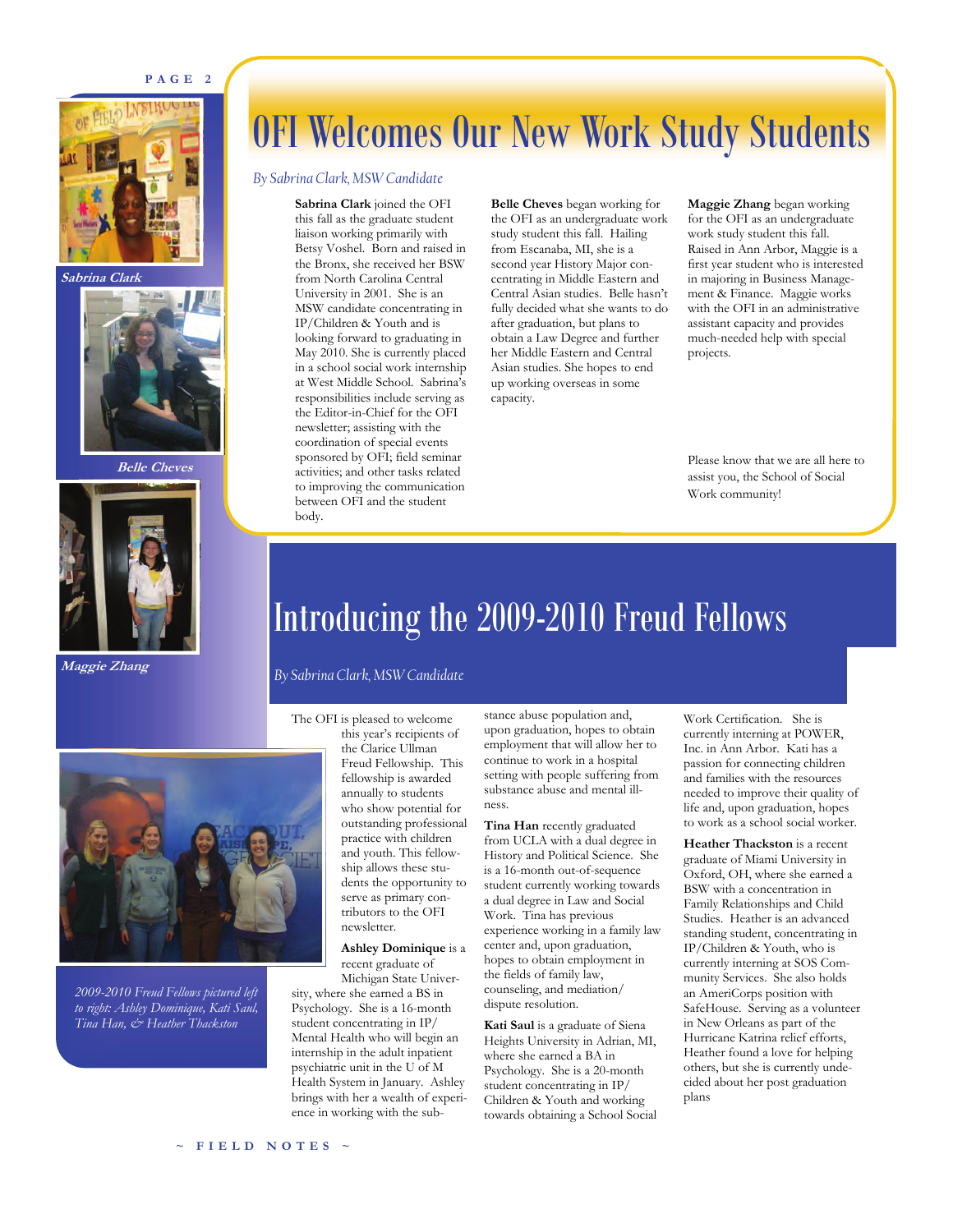# OFI Welcomes Our New Work Study Students

*By Sabrina Clark, MSW Candidate*

Sabrina Clark

Belle Cheves

Maggie Zhang

**Sabrina Clark** joined the OFI this fall as the graduate student liaison working primarily with Betsy Voshel. Born and raised in the Bronx, she received her BSW from North Carolina Central University in 2001. She is an MSW candidate concentrating in IP/Children & Youth and is looking forward to graduating in May 2010. She is currently placed in a school social work internship at West Middle School. Sabrina's responsibilities include serving as the Editor-in-Chief for the OFI newsletter; assisting with the coordination of special events sponsored by OFI; field seminar activities; and other tasks related to improving the communication between OFI and the student body.

**Belle Cheves** began working for the OFI as an undergraduate work study student this fall. Hailing from Escanaba, MI, she is a second year History Major concentrating in Middle Eastern and Central Asian studies. Belle hasn't fully decided what she wants to do after graduation, but plans to obtain a Law Degree and further her Middle Eastern and Central Asian studies. She hopes to end up working overseas in some capacity.

**Maggie Zhang** began working for the OFI as an undergraduate work study student this fall. Raised in Ann Arbor, Maggie is a first year student who is interested in majoring in Business Management & Finance. Maggie works with the OFI in an administrative assistant capacity and provides much-needed help with special projects.

Please know that we are all here to assist you, the School of Social Work community!

# Introducing the 2009-2010 Freud Fellows

*By Sabrina Clark, MSW Candidate*

*2009-2010 Freud Fellows pictured left to right: Ashley Dominique, Kati Saul, Tina Han, & Heather Thackston*

The OFI is pleased to welcome this year's recipients of the Clarice Ullman Freud Fellowship. This fellowship is awarded annually to students who show potential for outstanding professional practice with children and youth. This fellowship allows these students the opportunity to serve as primary contributors to the OFI newsletter.

**Ashley Dominique** is a recent graduate of Michigan State University, where she earned a BS in Psychology. She is a 16-month student concentrating in IP/Mental Health who will begin an internship in the adult inpatient psychiatric unit in the U of M Health System in January. Ashley brings with her a wealth of experience in working with the substance abuse population and, upon graduation, hopes to obtain employment that will allow her to continue to work in a hospital setting with people suffering from substance abuse and mental illness.

**Tina Han** recently graduated from UCLA with a dual degree in History and Political Science. She is a 16-month out-of-sequence student currently working towards a dual degree in Law and Social Work. Tina has previous experience working in a family law center and, upon graduation, hopes to obtain employment in the fields of family law, counseling, and mediation/dispute resolution.

**Kati Saul** is a graduate of Siena Heights University in Adrian, MI, where she earned a BA in Psychology. She is a 20-month student concentrating in IP/Children & Youth and working towards obtaining a School Social Work Certification. She is currently interning at POWER, Inc. in Ann Arbor. Kati has a passion for connecting children and families with the resources needed to improve their quality of life and, upon graduation, hopes to work as a school social worker.

**Heather Thackston** is a recent graduate of Miami University in Oxford, OH, where she earned a BSW with a concentration in Family Relationships and Child Studies. Heather is an advanced standing student, concentrating in IP/Children & Youth, who is currently interning at SOS Community Services. She also holds an AmeriCorps position with SafeHouse. Serving as a volunteer in New Orleans as part of the Hurricane Katrina relief efforts, Heather found a love for helping others, but she is currently undecided about her post graduation plans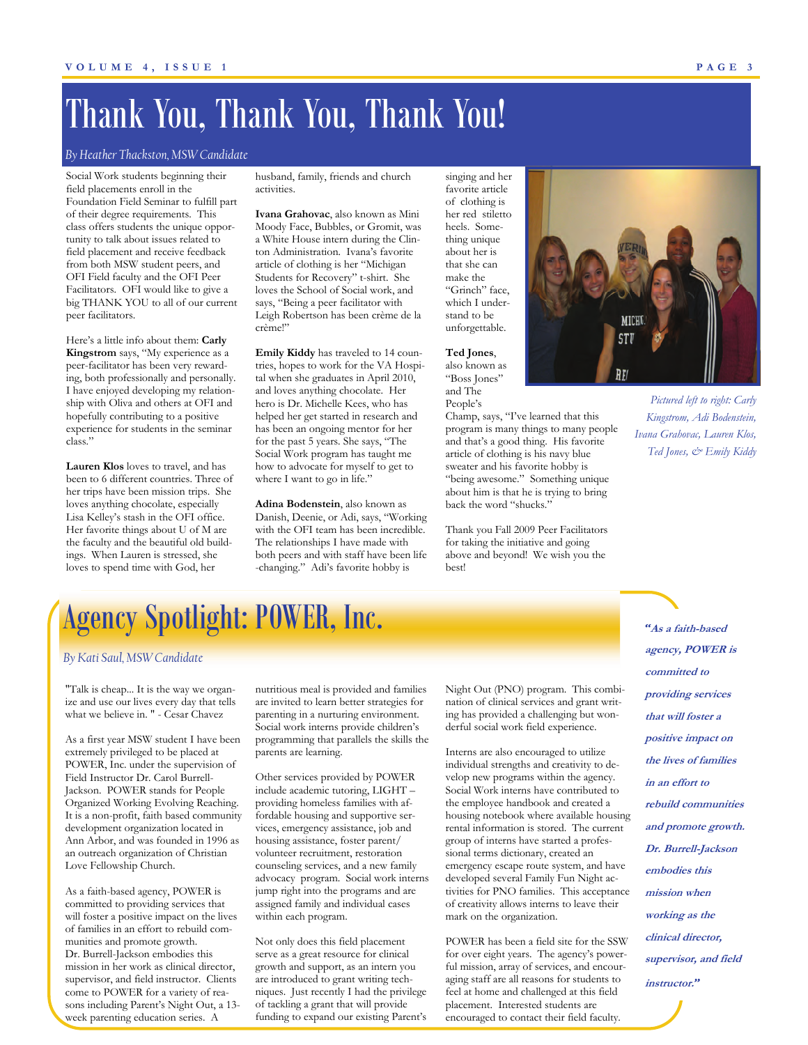# Thank You, Thank You, Thank You!

*By Heather Thackston, MSW Candidate*

Social Work students beginning their field placements enroll in the Foundation Field Seminar to fulfill part of their degree requirements. This class offers students the unique opportunity to talk about issues related to field placement and receive feedback from both MSW student peers, and OFI Field faculty and the OFI Peer Facilitators. OFI would like to give a big THANK YOU to all of our current peer facilitators.

Here's a little info about them: **Carly Kingstrom** says, "My experience as a peer-facilitator has been very rewarding, both professionally and personally. I have enjoyed developing my relationship with Oliva and others at OFI and hopefully contributing to a positive experience for students in the seminar class."

**Lauren Klos** loves to travel, and has been to 6 different countries. Three of her trips have been mission trips. She loves anything chocolate, especially Lisa Kelley's stash in the OFI office. Her favorite things about U of M are the faculty and the beautiful old buildings. When Lauren is stressed, she loves to spend time with God, her husband, family, friends and church activities.

**Ivana Grahovac**, also known as Mini Moody Face, Bubbles, or Gromit, was a White House intern during the Clinton Administration. Ivana's favorite article of clothing is her "Michigan Students for Recovery" t-shirt. She loves the School of Social work, and says, "Being a peer facilitator with Leigh Robertson has been crème de la crème!"

**Emily Kiddy** has traveled to 14 countries, hopes to work for the VA Hospital when she graduates in April 2010, and loves anything chocolate. Her hero is Dr. Michelle Kees, who has helped her get started in research and has been an ongoing mentor for her for the past 5 years. She says, "The Social Work program has taught me how to advocate for myself to get to where I want to go in life."

**Adina Bodenstein**, also known as Danish, Deenie, or Adi, says, "Working with the OFI team has been incredible. The relationships I have made with both peers and with staff have been life-changing." Adi's favorite hobby is singing and her favorite article of clothing is her red stiletto heels. Something unique about her is that she can make the "Grinch" face, which I understand to be unforgettable.

**Ted Jones**, also known as "Boss Jones" and The People's Champ, says, "I've learned that this program is many things to many people and that's a good thing. His favorite article of clothing is his navy blue sweater and his favorite hobby is "being awesome." Something unique about him is that he is trying to bring back the word "shucks."

Thank you Fall 2009 Peer Facilitators for taking the initiative and going above and beyond! We wish you the best!

*Pictured left to right: Carly Kingstrom, Adi Bodenstein, Ivana Grahovac, Lauren Klos, Ted Jones, & Emily Kiddy*

# Agency Spotlight: POWER, Inc.

*By Kati Saul, MSW Candidate*

"Talk is cheap... It is the way we organize and use our lives every day that tells what we believe in. " - Cesar Chavez

As a first year MSW student I have been extremely privileged to be placed at POWER, Inc. under the supervision of Field Instructor Dr. Carol Burrell-Jackson. POWER stands for People Organized Working Evolving Reaching. It is a non-profit, faith based community development organization located in Ann Arbor, and was founded in 1996 as an outreach organization of Christian Love Fellowship Church.

As a faith-based agency, POWER is committed to providing services that will foster a positive impact on the lives of families in an effort to rebuild communities and promote growth. Dr. Burrell-Jackson embodies this mission in her work as clinical director, supervisor, and field instructor. Clients come to POWER for a variety of reasons including Parent's Night Out, a 13-week parenting education series. A nutritious meal is provided and families are invited to learn better strategies for parenting in a nurturing environment. Social work interns provide children's programming that parallels the skills the parents are learning.

Other services provided by POWER include academic tutoring, LIGHT – providing homeless families with affordable housing and supportive services, emergency assistance, job and housing assistance, foster parent/volunteer recruitment, restoration counseling services, and a new family advocacy program. Social work interns jump right into the programs and are assigned family and individual cases within each program.

Not only does this field placement serve as a great resource for clinical growth and support, as an intern you are introduced to grant writing techniques. Just recently I had the privilege of tackling a grant that will provide funding to expand our existing Parent's Night Out (PNO) program. This combination of clinical services and grant writing has provided a challenging but wonderful social work field experience.

Interns are also encouraged to utilize individual strengths and creativity to develop new programs within the agency. Social Work interns have contributed to the employee handbook and created a housing notebook where available housing rental information is stored. The current group of interns have started a professional terms dictionary, created an emergency escape route system, and have developed several Family Fun Night activities for PNO families. This acceptance of creativity allows interns to leave their mark on the organization.

POWER has been a field site for the SSW for over eight years. The agency's powerful mission, array of services, and encouraging staff are all reasons for students to feel at home and challenged at this field placement. Interested students are encouraged to contact their field faculty.

> ***"As a faith-based agency, POWER is committed to providing services that will foster a positive impact on the lives of families in an effort to rebuild communities and promote growth. Dr. Burrell-Jackson embodies this mission when working as the clinical director, supervisor, and field instructor."***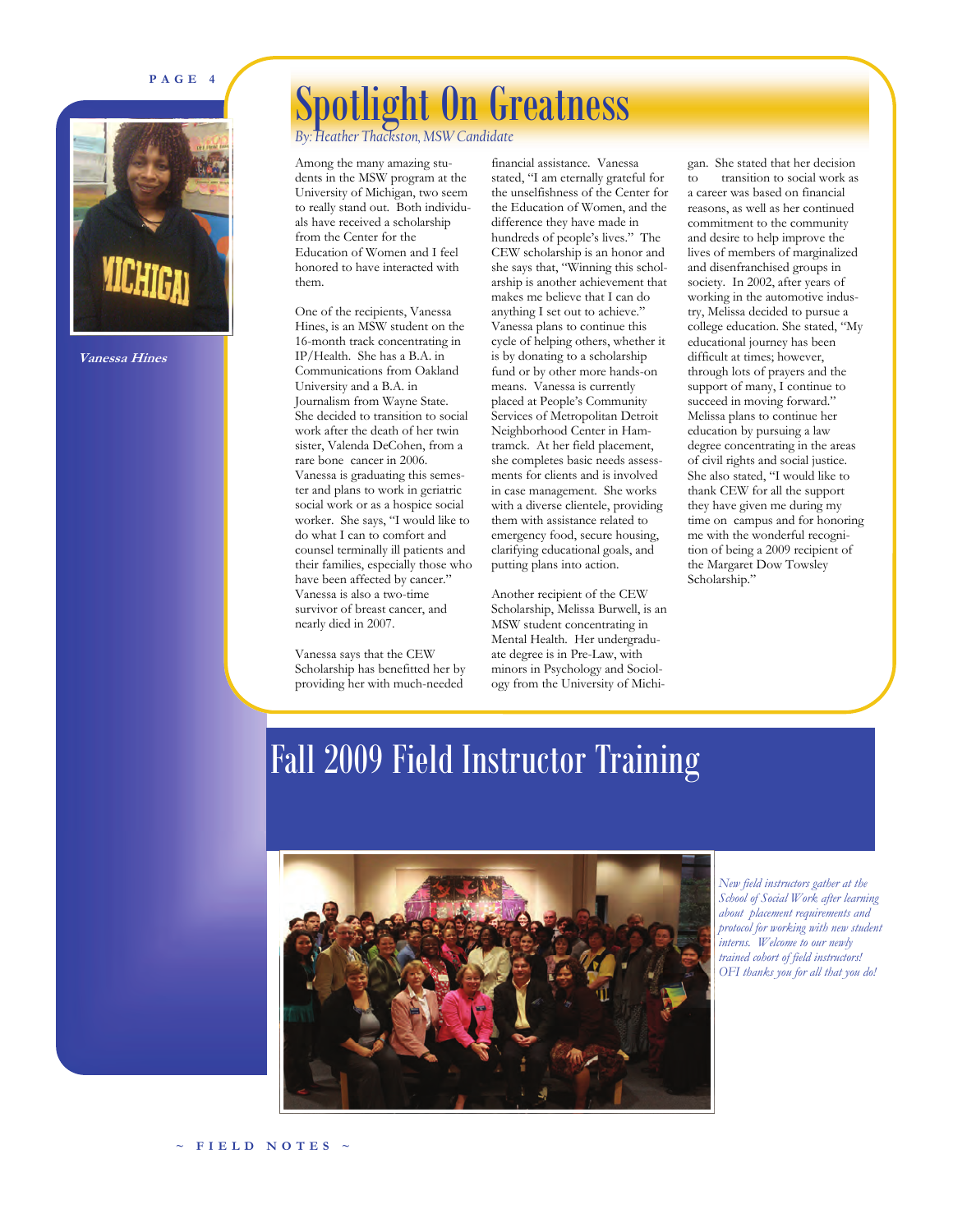# Spotlight On Greatness

*By: Heather Thackston, MSW Candidate*

*Vanessa Hines*

Among the many amazing students in the MSW program at the University of Michigan, two seem to really stand out. Both individuals have received a scholarship from the Center for the Education of Women and I feel honored to have interacted with them.

One of the recipients, Vanessa Hines, is an MSW student on the 16-month track concentrating in IP/Health. She has a B.A. in Communications from Oakland University and a B.A. in Journalism from Wayne State. She decided to transition to social work after the death of her twin sister, Valenda DeCohen, from a rare bone cancer in 2006. Vanessa is graduating this semester and plans to work in geriatric social work or as a hospice social worker. She says, "I would like to do what I can to comfort and counsel terminally ill patients and their families, especially those who have been affected by cancer." Vanessa is also a two-time survivor of breast cancer, and nearly died in 2007.

Vanessa says that the CEW Scholarship has benefitted her by providing her with much-needed financial assistance. Vanessa stated, "I am eternally grateful for the unselfishness of the Center for the Education of Women, and the difference they have made in hundreds of people's lives." The CEW scholarship is an honor and she says that, "Winning this scholarship is another achievement that makes me believe that I can do anything I set out to achieve." Vanessa plans to continue this cycle of helping others, whether it is by donating to a scholarship fund or by other more hands-on means. Vanessa is currently placed at People's Community Services of Metropolitan Detroit Neighborhood Center in Hamtramck. At her field placement, she completes basic needs assessments for clients and is involved in case management. She works with a diverse clientele, providing them with assistance related to emergency food, secure housing, clarifying educational goals, and putting plans into action.

Another recipient of the CEW Scholarship, Melissa Burwell, is an MSW student concentrating in Mental Health. Her undergraduate degree is in Pre-Law, with minors in Psychology and Sociology from the University of Michigan. She stated that her decision to transition to social work as a career was based on financial reasons, as well as her continued commitment to the community and desire to help improve the lives of members of marginalized and disenfranchised groups in society. In 2002, after years of working in the automotive industry, Melissa decided to pursue a college education. She stated, "My educational journey has been difficult at times; however, through lots of prayers and the support of many, I continue to succeed in moving forward." Melissa plans to continue her education by pursuing a law degree concentrating in the areas of civil rights and social justice. She also stated, "I would like to thank CEW for all the support they have given me during my time on campus and for honoring me with the wonderful recognition of being a 2009 recipient of the Margaret Dow Towsley Scholarship."

# Fall 2009 Field Instructor Training

*New field instructors gather at the School of Social Work after learning about placement requirements and protocol for working with new student interns. Welcome to our newly trained cohort of field instructors! OFI thanks you for all that you do!*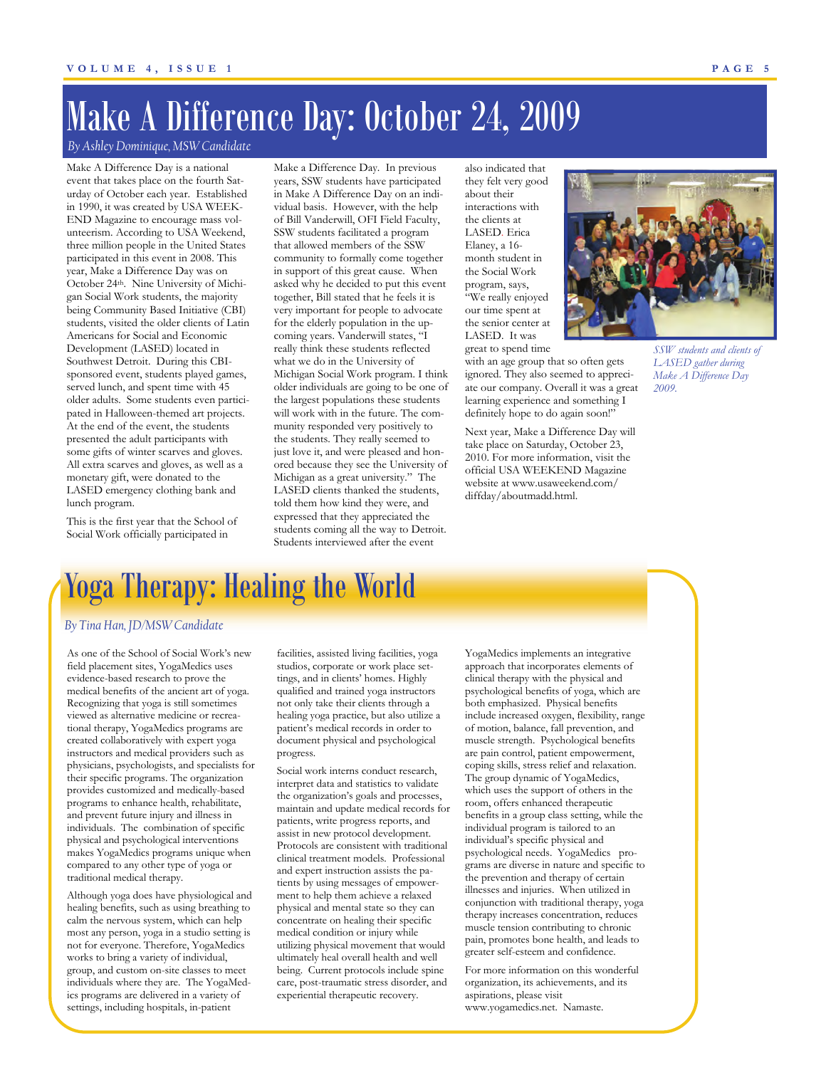# Make A Difference Day: October 24, 2009

*By Ashley Dominique, MSW Candidate*

Make A Difference Day is a national event that takes place on the fourth Saturday of October each year. Established in 1990, it was created by USA WEEKEND Magazine to encourage mass volunteerism. According to USA Weekend, three million people in the United States participated in this event in 2008. This year, Make a Difference Day was on October 24th. Nine University of Michigan Social Work students, the majority being Community Based Initiative (CBI) students, visited the older clients of Latin Americans for Social and Economic Development (LASED) located in Southwest Detroit. During this CBI-sponsored event, students played games, served lunch, and spent time with 45 older adults. Some students even participated in Halloween-themed art projects. At the end of the event, the students presented the adult participants with some gifts of winter scarves and gloves. All extra scarves and gloves, as well as a monetary gift, were donated to the LASED emergency clothing bank and lunch program.

This is the first year that the School of Social Work officially participated in Make a Difference Day. In previous years, SSW students have participated in Make A Difference Day on an individual basis. However, with the help of Bill Vanderwill, OFI Field Faculty, SSW students facilitated a program that allowed members of the SSW community to formally come together in support of this great cause. When asked why he decided to put this event together, Bill stated that he feels it is very important for people to advocate for the elderly population in the upcoming years. Vanderwill states, "I really think these students reflected what we do in the University of Michigan Social Work program. I think older individuals are going to be one of the largest populations these students will work with in the future. The community responded very positively to the students. They really seemed to just love it, and were pleased and honored because they see the University of Michigan as a great university." The LASED clients thanked the students, told them how kind they were, and expressed that they appreciated the students coming all the way to Detroit. Students interviewed after the event also indicated that they felt very good about their interactions with the clients at LASED. Erica Elaney, a 16-month student in the Social Work program, says, "We really enjoyed our time spent at the senior center at LASED. It was great to spend time with an age group that so often gets ignored. They also seemed to appreciate our company. Overall it was a great learning experience and something I definitely hope to do again soon!"

*SSW students and clients of LASED gather during Make A Difference Day 2009.*

Next year, Make a Difference Day will take place on Saturday, October 23, 2010. For more information, visit the official USA WEEKEND Magazine website at www.usaweekend.com/diffday/aboutmadd.html.

# Yoga Therapy: Healing the World

*By Tina Han, JD/MSW Candidate*

As one of the School of Social Work's new field placement sites, YogaMedics uses evidence-based research to prove the medical benefits of the ancient art of yoga. Recognizing that yoga is still sometimes viewed as alternative medicine or recreational therapy, YogaMedics programs are created collaboratively with expert yoga instructors and medical providers such as physicians, psychologists, and specialists for their specific programs. The organization provides customized and medically-based programs to enhance health, rehabilitate, and prevent future injury and illness in individuals. The combination of specific physical and psychological interventions makes YogaMedics programs unique when compared to any other type of yoga or traditional medical therapy.

Although yoga does have physiological and healing benefits, such as using breathing to calm the nervous system, which can help most any person, yoga in a studio setting is not for everyone. Therefore, YogaMedics works to bring a variety of individual, group, and custom on-site classes to meet individuals where they are. The YogaMedics programs are delivered in a variety of settings, including hospitals, in-patient facilities, assisted living facilities, yoga studios, corporate or work place settings, and in clients' homes. Highly qualified and trained yoga instructors not only take their clients through a healing yoga practice, but also utilize a patient's medical records in order to document physical and psychological progress.

Social work interns conduct research, interpret data and statistics to validate the organization's goals and processes, maintain and update medical records for patients, write progress reports, and assist in new protocol development. Protocols are consistent with traditional clinical treatment models. Professional and expert instruction assists the patients by using messages of empowerment to help them achieve a relaxed physical and mental state so they can concentrate on healing their specific medical condition or injury while utilizing physical movement that would ultimately heal overall health and well being. Current protocols include spine care, post-traumatic stress disorder, and experiential therapeutic recovery.

YogaMedics implements an integrative approach that incorporates elements of clinical therapy with the physical and psychological benefits of yoga, which are both emphasized. Physical benefits include increased oxygen, flexibility, range of motion, balance, fall prevention, and muscle strength. Psychological benefits are pain control, patient empowerment, coping skills, stress relief and relaxation. The group dynamic of YogaMedics, which uses the support of others in the room, offers enhanced therapeutic benefits in a group class setting, while the individual program is tailored to an individual's specific physical and psychological needs. YogaMedics programs are diverse in nature and specific to the prevention and therapy of certain illnesses and injuries. When utilized in conjunction with traditional therapy, yoga therapy increases concentration, reduces muscle tension contributing to chronic pain, promotes bone health, and leads to greater self-esteem and confidence.

For more information on this wonderful organization, its achievements, and its aspirations, please visit www.yogamedics.net. Namaste.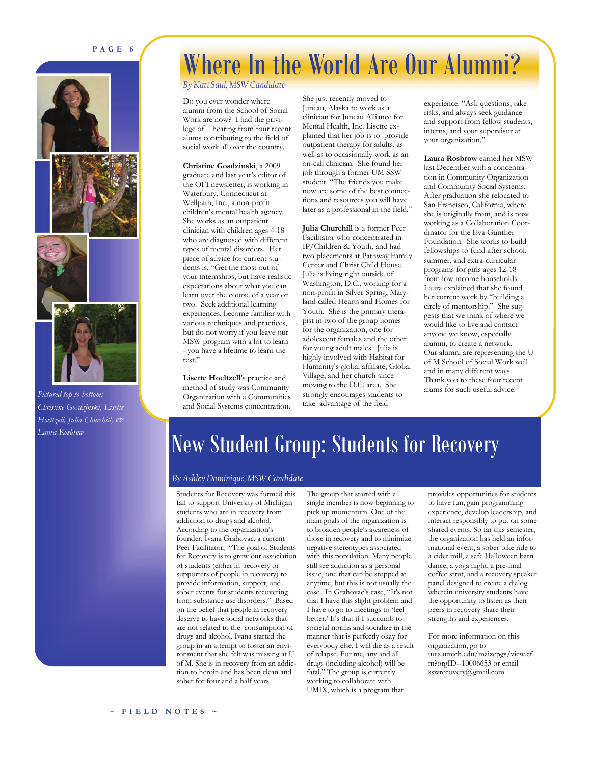# Where In the World Are Our Alumni?

*By Kati Saul, MSW Candidate*

Do you ever wonder where alumni from the School of Social Work are now? I had the privilege of hearing from four recent alums contributing to the field of social work all over the country.

**Christine Gosdzinski**, a 2009 graduate and last year's editor of the OFI newsletter, is working in Waterbury, Connecticut at Wellpath, Inc., a non-profit children's mental health agency. She works as an outpatient clinician with children ages 4-18 who are diagnosed with different types of mental disorders. Her piece of advice for current students is, "Get the most out of your internships, but have realistic expectations about what you can learn over the course of a year or two. Seek additional learning experiences, become familiar with various techniques and practices, but do not worry if you leave our MSW program with a lot to learn - you have a lifetime to learn the rest."

**Lisette Hoeltzell**'s practice and method of study was Community Organization with a Communities and Social Systems concentration. She just recently moved to Juneau, Alaska to work as a clinician for Juneau Alliance for Mental Health, Inc. Lisette explained that her job is to provide outpatient therapy for adults, as well as to occasionally work as an on-call clinician. She found her job through a former UM SSW student. "The friends you make now are some of the best connections and resources you will have later as a professional in the field."

**Julia Churchill** is a former Peer Facilitator who concentrated in IP/Children & Youth, and had two placements at Pathway Family Center and Christ Child House. Julia is living right outside of Washington, D.C., working for a non-profit in Silver Spring, Maryland called Hearts and Homes for Youth. She is the primary therapist in two of the group homes for the organization, one for adolescent females and the other for young adult males. Julia is highly involved with Habitat for Humanity's global affiliate, Global Village, and her church since moving to the D.C. area. She strongly encourages students to take advantage of the field experience. "Ask questions, take risks, and always seek guidance and support from fellow students, interns, and your supervisor at your organization."

**Laura Rosbrow** earned her MSW last December with a concentration in Community Organization and Community Social Systems. After graduation she relocated to San Francisco, California, where she is originally from, and is now working as a Collaboration Coordinator for the Eva Gunther Foundation. She works to build fellowships to fund after school, summer, and extra-curricular programs for girls ages 12-18 from low income households. Laura explained that she found her current work by "building a circle of mentorship." She suggests that we think of where we would like to live and contact anyone we know, especially alumni, to create a network. Our alumni are representing the U of M School of Social Work well and in many different ways. Thank you to these four recent alums for such useful advice!

*Pictured top to bottom: Christine Gosdzinski, Lisette Hoeltzell, Julia Churchill, & Laura Rosbrow*

# New Student Group: Students for Recovery

*By Ashley Dominique, MSW Candidate*

Students for Recovery was formed this fall to support University of Michigan students who are in recovery from addiction to drugs and alcohol. According to the organization's founder, Ivana Grahovac, a current Peer Facilitator, "The goal of Students for Recovery is to grow our association of students (either in recovery or supporters of people in recovery) to provide information, support, and sober events for students recovering from substance use disorders." Based on the belief that people in recovery deserve to have social networks that are not related to the consumption of drugs and alcohol, Ivana started the group in an attempt to foster an environment that she felt was missing at U of M. She is in recovery from an addiction to heroin and has been clean and sober for four and a half years.

The group that started with a single member is now beginning to pick up momentum. One of the main goals of the organization is to broaden people's awareness of those in recovery and to minimize negative stereotypes associated with this population. Many people still see addiction as a personal issue, one that can be stopped at anytime, but this is not usually the case. In Grahovac's case, "It's not that I have this slight problem and I have to go to meetings to 'feel better.' It's that if I succumb to societal norms and socialize in the manner that is perfectly okay for everybody else, I will die as a result of relapse. For me, any and all drugs (including alcohol) will be fatal." The group is currently working to collaborate with UMIX, which is a program that provides opportunities for students to have fun, gain programming experience, develop leadership, and interact responsibly to put on some shared events. So far this semester, the organization has held an informational event, a sober bike ride to a cider mill, a safe Halloween barn dance, a yoga night, a pre-final coffee strut, and a recovery speaker panel designed to create a dialog wherein university students have the opportunity to listen as their peers in recovery share their strengths and experiences.

For more information on this organization, go to uuis.umich.edu/maizepgs/view.cfm?orgID=10006653 or email sswrecovery@gmail.com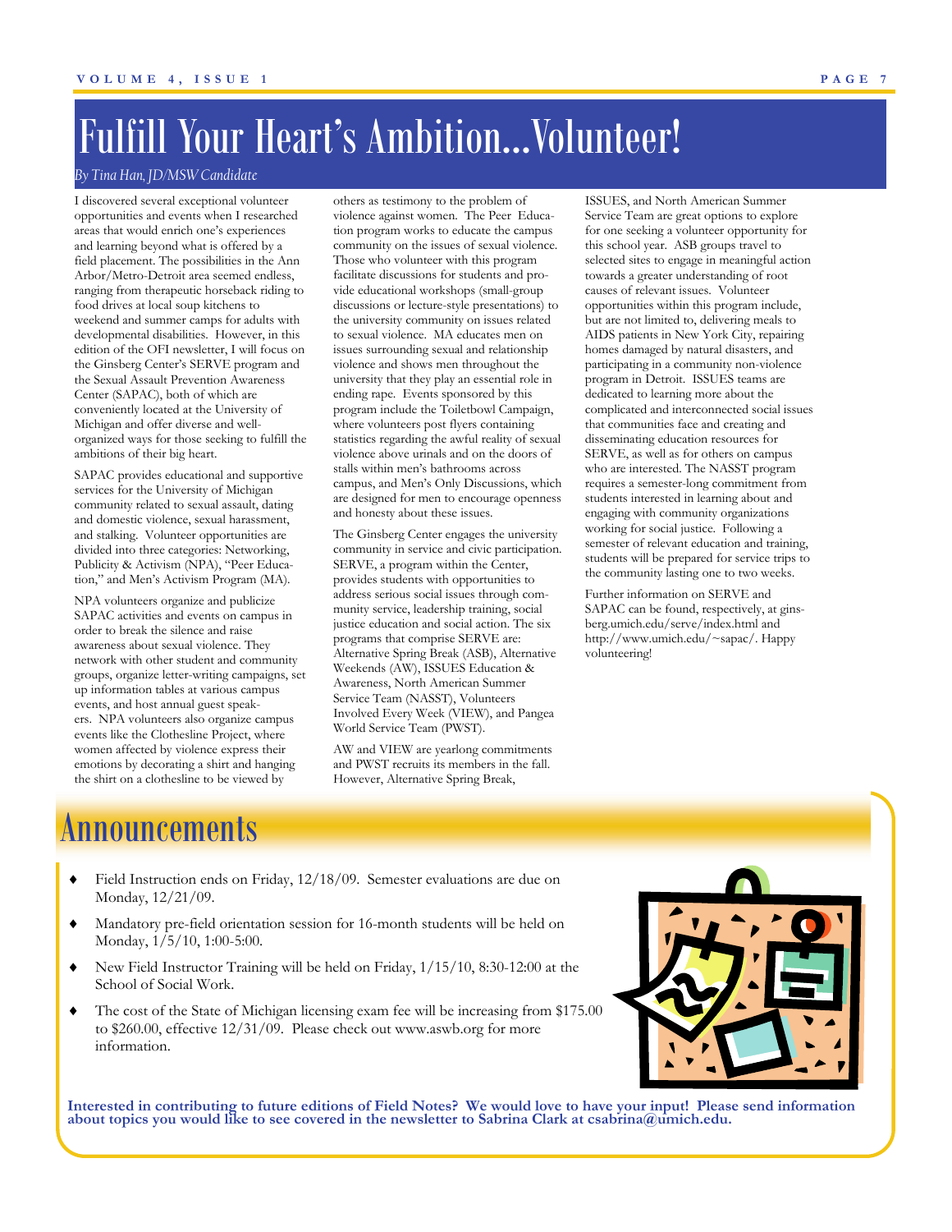# Fulfill Your Heart's Ambition…Volunteer!

*By Tina Han, JD/MSW Candidate*

I discovered several exceptional volunteer opportunities and events when I researched areas that would enrich one's experiences and learning beyond what is offered by a field placement. The possibilities in the Ann Arbor/Metro-Detroit area seemed endless, ranging from therapeutic horseback riding to food drives at local soup kitchens to weekend and summer camps for adults with developmental disabilities. However, in this edition of the OFI newsletter, I will focus on the Ginsberg Center's SERVE program and the Sexual Assault Prevention Awareness Center (SAPAC), both of which are conveniently located at the University of Michigan and offer diverse and well-organized ways for those seeking to fulfill the ambitions of their big heart.

SAPAC provides educational and supportive services for the University of Michigan community related to sexual assault, dating and domestic violence, sexual harassment, and stalking. Volunteer opportunities are divided into three categories: Networking, Publicity & Activism (NPA), "Peer Education," and Men's Activism Program (MA).

NPA volunteers organize and publicize SAPAC activities and events on campus in order to break the silence and raise awareness about sexual violence. They network with other student and community groups, organize letter-writing campaigns, set up information tables at various campus events, and host annual guest speakers. NPA volunteers also organize campus events like the Clothesline Project, where women affected by violence express their emotions by decorating a shirt and hanging the shirt on a clothesline to be viewed by others as testimony to the problem of violence against women. The Peer Education program works to educate the campus community on the issues of sexual violence. Those who volunteer with this program facilitate discussions for students and provide educational workshops (small-group discussions or lecture-style presentations) to the university community on issues related to sexual violence. MA educates men on issues surrounding sexual and relationship violence and shows men throughout the university that they play an essential role in ending rape. Events sponsored by this program include the Toiletbowl Campaign, where volunteers post flyers containing statistics regarding the awful reality of sexual violence above urinals and on the doors of stalls within men's bathrooms across campus, and Men's Only Discussions, which are designed for men to encourage openness and honesty about these issues.

The Ginsberg Center engages the university community in service and civic participation. SERVE, a program within the Center, provides students with opportunities to address serious social issues through community service, leadership training, social justice education and social action. The six programs that comprise SERVE are: Alternative Spring Break (ASB), Alternative Weekends (AW), ISSUES Education & Awareness, North American Summer Service Team (NASST), Volunteers Involved Every Week (VIEW), and Pangea World Service Team (PWST).

AW and VIEW are yearlong commitments and PWST recruits its members in the fall. However, Alternative Spring Break, ISSUES, and North American Summer Service Team are great options to explore for one seeking a volunteer opportunity for this school year. ASB groups travel to selected sites to engage in meaningful action towards a greater understanding of root causes of relevant issues. Volunteer opportunities within this program include, but are not limited to, delivering meals to AIDS patients in New York City, repairing homes damaged by natural disasters, and participating in a community non-violence program in Detroit. ISSUES teams are dedicated to learning more about the complicated and interconnected social issues that communities face and creating and disseminating education resources for SERVE, as well as for others on campus who are interested. The NASST program requires a semester-long commitment from students interested in learning about and engaging with community organizations working for social justice. Following a semester of relevant education and training, students will be prepared for service trips to the community lasting one to two weeks.

Further information on SERVE and SAPAC can be found, respectively, at ginsberg.umich.edu/serve/index.html and http://www.umich.edu/~sapac/. Happy volunteering!

# Announcements

- Field Instruction ends on Friday, 12/18/09. Semester evaluations are due on Monday, 12/21/09.
- Mandatory pre-field orientation session for 16-month students will be held on Monday, 1/5/10, 1:00-5:00.
- New Field Instructor Training will be held on Friday, 1/15/10, 8:30-12:00 at the School of Social Work.
- The cost of the State of Michigan licensing exam fee will be increasing from $175.00 to $260.00, effective 12/31/09. Please check out www.aswb.org for more information.

**Interested in contributing to future editions of Field Notes? We would love to have your input! Please send information about topics you would like to see covered in the newsletter to Sabrina Clark at csabrina@umich.edu.**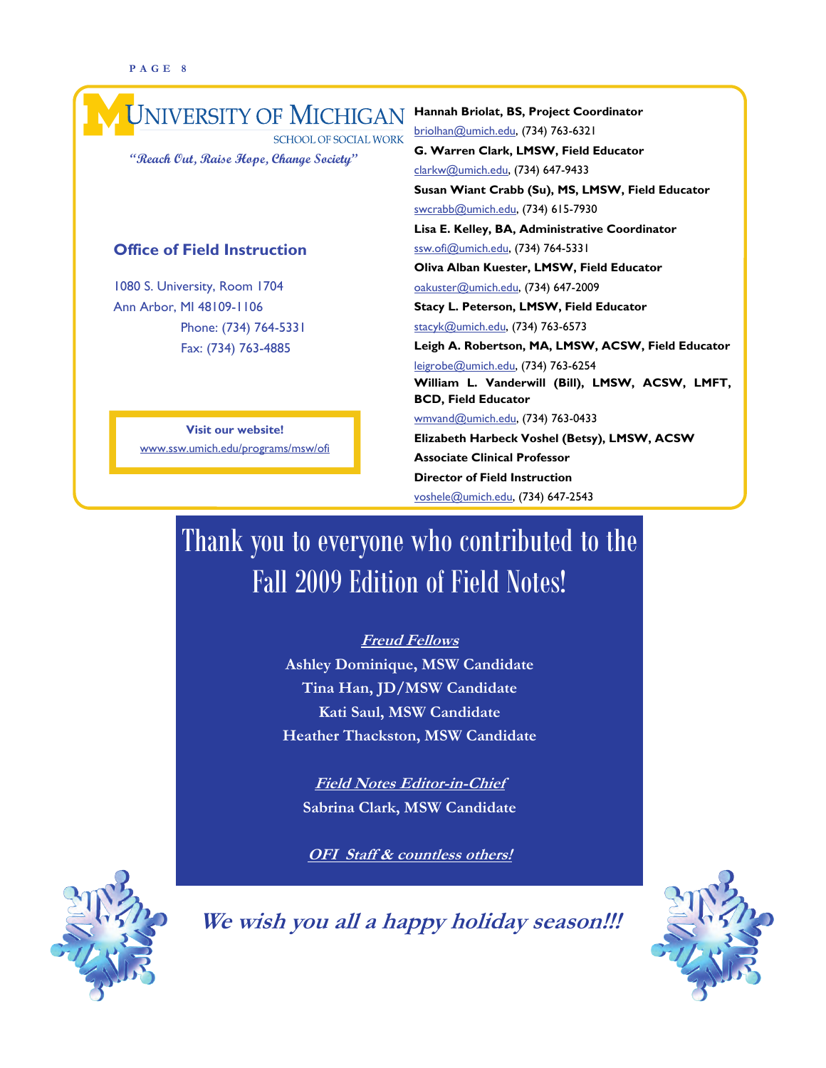UNIVERSITY OF MICHIGAN
SCHOOL OF SOCIAL WORK

*"Reach Out, Raise Hope, Change Society"*

## Office of Field Instruction

1080 S. University, Room 1704
Ann Arbor, MI 48109-1106
Phone: (734) 764-5331
Fax: (734) 763-4885

**Visit our website!**
www.ssw.umich.edu/programs/msw/ofi

**Hannah Briolat, BS, Project Coordinator**
briolhan@umich.edu, (734) 763-6321

**G. Warren Clark, LMSW, Field Educator**
clarkw@umich.edu, (734) 647-9433

**Susan Wiant Crabb (Su), MS, LMSW, Field Educator**
swcrabb@umich.edu, (734) 615-7930

**Lisa E. Kelley, BA, Administrative Coordinator**
ssw.ofi@umich.edu, (734) 764-5331

**Oliva Alban Kuester, LMSW, Field Educator**
oakuster@umich.edu, (734) 647-2009

**Stacy L. Peterson, LMSW, Field Educator**
stacyk@umich.edu, (734) 763-6573

**Leigh A. Robertson, MA, LMSW, ACSW, Field Educator**
leigrobe@umich.edu, (734) 763-6254

**William L. Vanderwill (Bill), LMSW, ACSW, LMFT, BCD, Field Educator**
wmvand@umich.edu, (734) 763-0433

**Elizabeth Harbeck Voshel (Betsy), LMSW, ACSW**
**Associate Clinical Professor**
**Director of Field Instruction**
voshele@umich.edu, (734) 647-2543

# Thank you to everyone who contributed to the Fall 2009 Edition of Field Notes!

***Freud Fellows***

**Ashley Dominique, MSW Candidate**
**Tina Han, JD/MSW Candidate**
**Kati Saul, MSW Candidate**
**Heather Thackston, MSW Candidate**

***Field Notes Editor-in-Chief***

**Sabrina Clark, MSW Candidate**

***OFI Staff & countless others!***

***We wish you all a happy holiday season!!!***